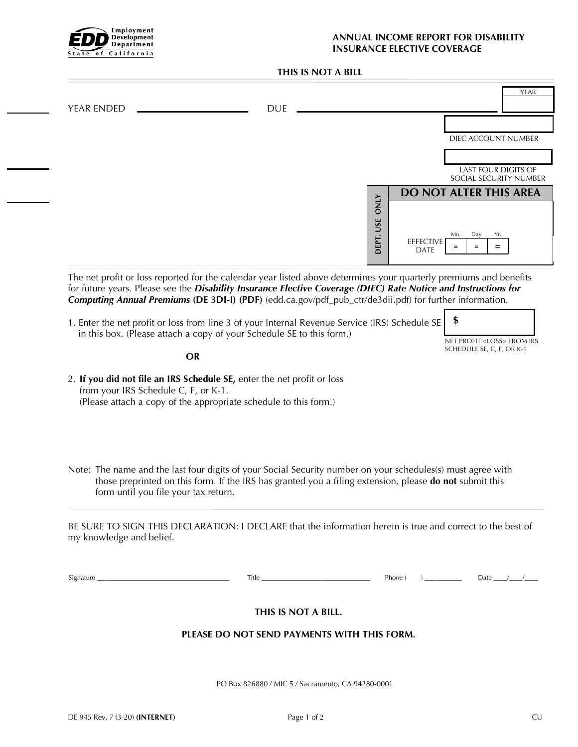EDD Employment Development Department State of California

# ANNUAL INCOME REPORT FOR DISABILITY INSURANCE ELECTIVE COVERAGE

**THIS IS NOT A BILL**

YEAR ENDED ____________ DUE ____________

YEAR

DIEC ACCOUNT NUMBER

LAST FOUR DIGITS OF SOCIAL SECURITY NUMBER

| DEPT. USE ONLY | DO NOT ALTER THIS AREA |
|---|---|
| | EFFECTIVE DATE Mo. = Day = Yr. = |

The net profit or loss reported for the calendar year listed above determines your quarterly premiums and benefits for future years. Please see the ***Disability Insurance Elective Coverage (DIEC) Rate Notice and Instructions for Computing Annual Premiums*** **(DE 3DI-I) (PDF)** (edd.ca.gov/pdf_pub_ctr/de3dii.pdf) for further information.

1. Enter the net profit or loss from line 3 of your Internal Revenue Service (IRS) Schedule SE in this box. (Please attach a copy of your Schedule SE to this form.)

$ ____________
NET PROFIT <LOSS> FROM IRS SCHEDULE SE, C, F, OR K-1

**OR**

2. **If you did not file an IRS Schedule SE,** enter the net profit or loss from your IRS Schedule C, F, or K-1.
(Please attach a copy of the appropriate schedule to this form.)

Note: The name and the last four digits of your Social Security number on your schedules(s) must agree with those preprinted on this form. If the IRS has granted you a filing extension, please **do not** submit this form until you file your tax return.

BE SURE TO SIGN THIS DECLARATION: I DECLARE that the information herein is true and correct to the best of my knowledge and belief.

Signature ____________________ Title ____________________ Phone ( ) __________ Date ____/____/____

**THIS IS NOT A BILL.**

**PLEASE DO NOT SEND PAYMENTS WITH THIS FORM.**

PO Box 826880 / MIC 5 / Sacramento, CA 94280-0001

DE 945 Rev. 7 (3-20) **(INTERNET)** CU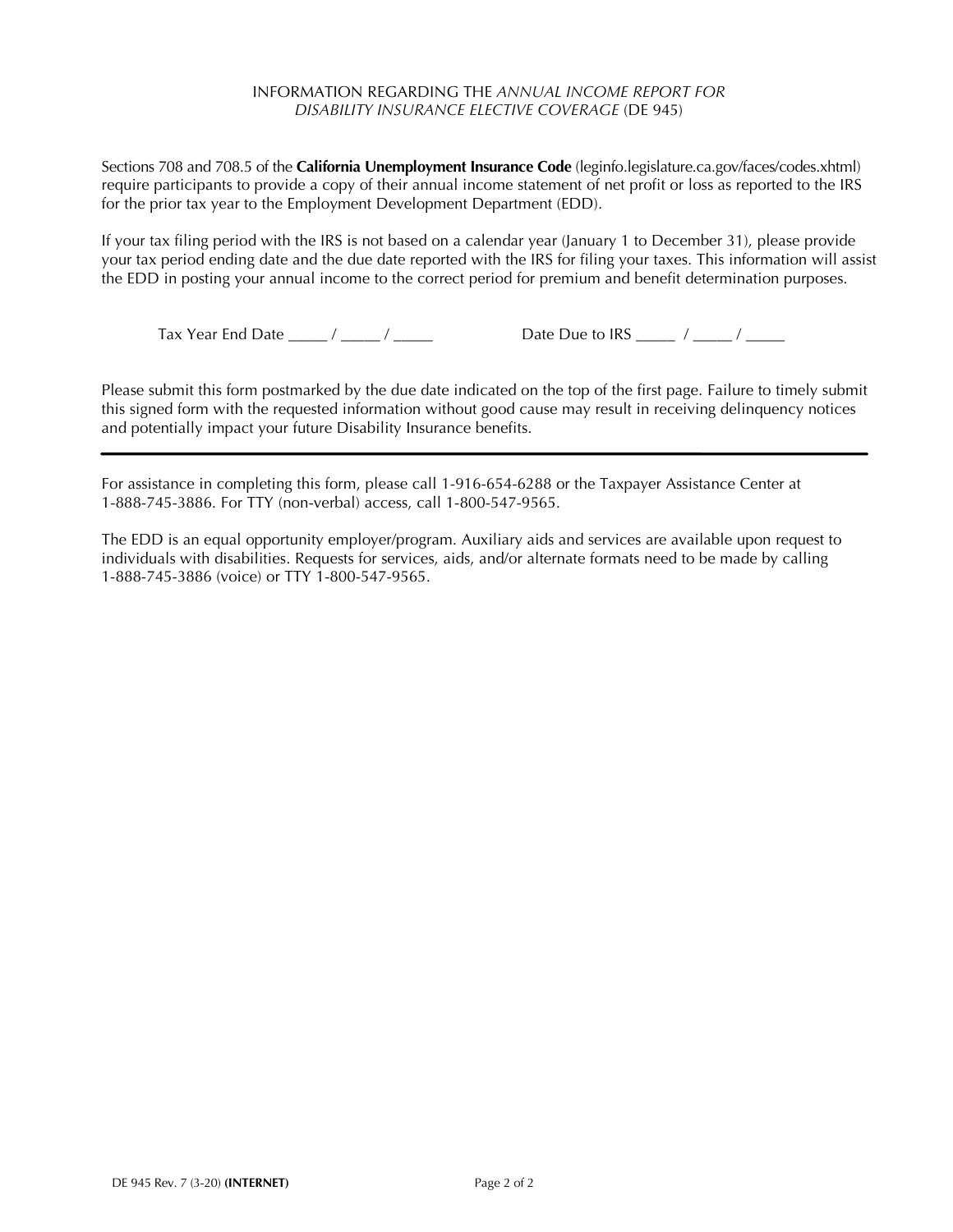# INFORMATION REGARDING THE *ANNUAL INCOME REPORT FOR DISABILITY INSURANCE ELECTIVE COVERAGE* (DE 945)

Sections 708 and 708.5 of the **California Unemployment Insurance Code** (leginfo.legislature.ca.gov/faces/codes.xhtml) require participants to provide a copy of their annual income statement of net profit or loss as reported to the IRS for the prior tax year to the Employment Development Department (EDD).

If your tax filing period with the IRS is not based on a calendar year (January 1 to December 31), please provide your tax period ending date and the due date reported with the IRS for filing your taxes. This information will assist the EDD in posting your annual income to the correct period for premium and benefit determination purposes.

Tax Year End Date _____ / _____ / _____        Date Due to IRS _____ / _____ / _____

Please submit this form postmarked by the due date indicated on the top of the first page. Failure to timely submit this signed form with the requested information without good cause may result in receiving delinquency notices and potentially impact your future Disability Insurance benefits.

---

For assistance in completing this form, please call 1-916-654-6288 or the Taxpayer Assistance Center at 1-888-745-3886. For TTY (non-verbal) access, call 1-800-547-9565.

The EDD is an equal opportunity employer/program. Auxiliary aids and services are available upon request to individuals with disabilities. Requests for services, aids, and/or alternate formats need to be made by calling 1-888-745-3886 (voice) or TTY 1-800-547-9565.

DE 945 Rev. 7 (3-20) **(INTERNET)**